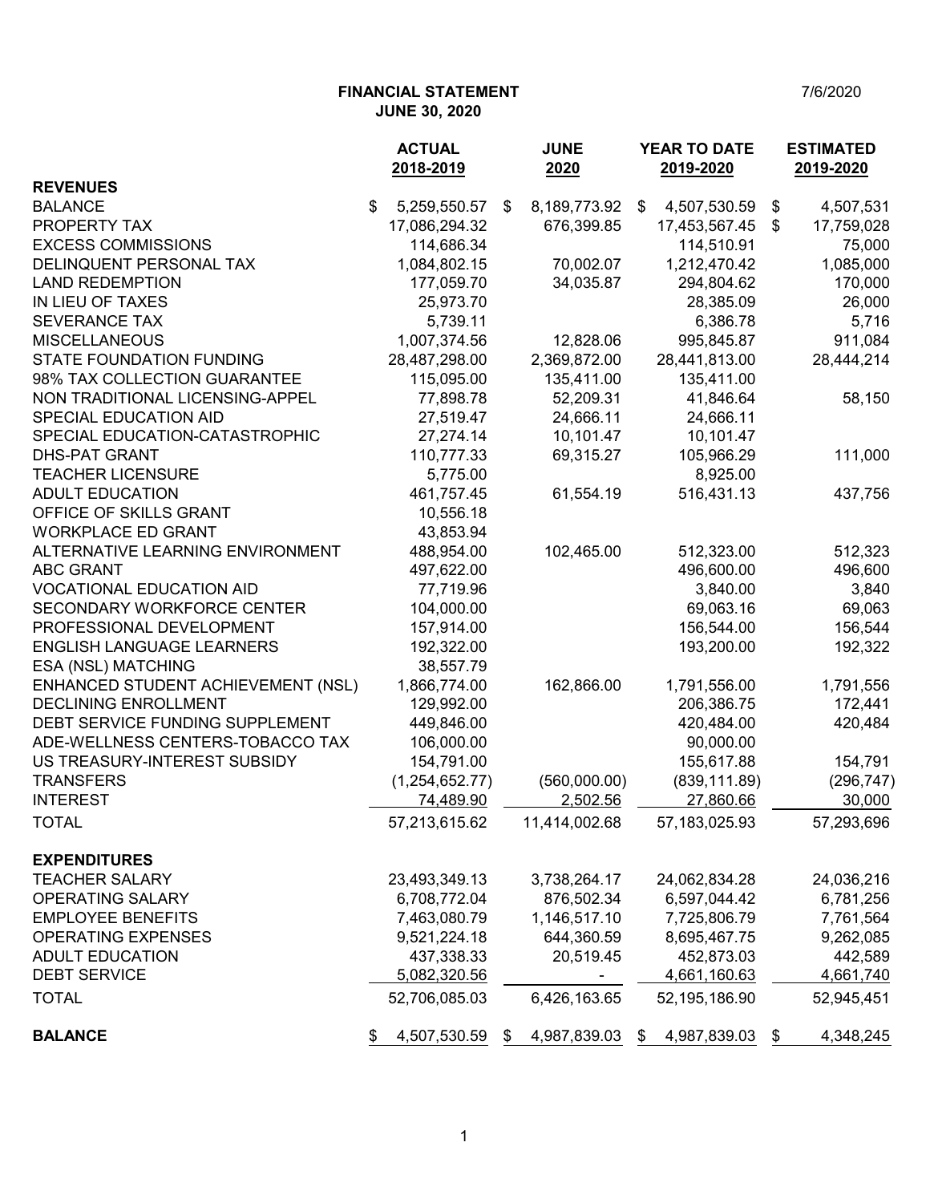**FINANCIAL STATEMENT**
**JUNE 30, 2020**

7/6/2020

| | ACTUAL 2018-2019 | JUNE 2020 | YEAR TO DATE 2019-2020 | ESTIMATED 2019-2020 |
|---|---|---|---|---|
| **REVENUES** | | | | |
| BALANCE | $ 5,259,550.57 | $ 8,189,773.92 | $ 4,507,530.59 | $ 4,507,531 |
| PROPERTY TAX | 17,086,294.32 | 676,399.85 | 17,453,567.45 | $ 17,759,028 |
| EXCESS COMMISSIONS | 114,686.34 | | 114,510.91 | 75,000 |
| DELINQUENT PERSONAL TAX | 1,084,802.15 | 70,002.07 | 1,212,470.42 | 1,085,000 |
| LAND REDEMPTION | 177,059.70 | 34,035.87 | 294,804.62 | 170,000 |
| IN LIEU OF TAXES | 25,973.70 | | 28,385.09 | 26,000 |
| SEVERANCE TAX | 5,739.11 | | 6,386.78 | 5,716 |
| MISCELLANEOUS | 1,007,374.56 | 12,828.06 | 995,845.87 | 911,084 |
| STATE FOUNDATION FUNDING | 28,487,298.00 | 2,369,872.00 | 28,441,813.00 | 28,444,214 |
| 98% TAX COLLECTION GUARANTEE | 115,095.00 | 135,411.00 | 135,411.00 | |
| NON TRADITIONAL LICENSING-APPEL | 77,898.78 | 52,209.31 | 41,846.64 | 58,150 |
| SPECIAL EDUCATION AID | 27,519.47 | 24,666.11 | 24,666.11 | |
| SPECIAL EDUCATION-CATASTROPHIC | 27,274.14 | 10,101.47 | 10,101.47 | |
| DHS-PAT GRANT | 110,777.33 | 69,315.27 | 105,966.29 | 111,000 |
| TEACHER LICENSURE | 5,775.00 | | 8,925.00 | |
| ADULT EDUCATION | 461,757.45 | 61,554.19 | 516,431.13 | 437,756 |
| OFFICE OF SKILLS GRANT | 10,556.18 | | | |
| WORKPLACE ED GRANT | 43,853.94 | | | |
| ALTERNATIVE LEARNING ENVIRONMENT | 488,954.00 | 102,465.00 | 512,323.00 | 512,323 |
| ABC GRANT | 497,622.00 | | 496,600.00 | 496,600 |
| VOCATIONAL EDUCATION AID | 77,719.96 | | 3,840.00 | 3,840 |
| SECONDARY WORKFORCE CENTER | 104,000.00 | | 69,063.16 | 69,063 |
| PROFESSIONAL DEVELOPMENT | 157,914.00 | | 156,544.00 | 156,544 |
| ENGLISH LANGUAGE LEARNERS | 192,322.00 | | 193,200.00 | 192,322 |
| ESA (NSL) MATCHING | 38,557.79 | | | |
| ENHANCED STUDENT ACHIEVEMENT (NSL) | 1,866,774.00 | 162,866.00 | 1,791,556.00 | 1,791,556 |
| DECLINING ENROLLMENT | 129,992.00 | | 206,386.75 | 172,441 |
| DEBT SERVICE FUNDING SUPPLEMENT | 449,846.00 | | 420,484.00 | 420,484 |
| ADE-WELLNESS CENTERS-TOBACCO TAX | 106,000.00 | | 90,000.00 | |
| US TREASURY-INTEREST SUBSIDY | 154,791.00 | | 155,617.88 | 154,791 |
| TRANSFERS | (1,254,652.77) | (560,000.00) | (839,111.89) | (296,747) |
| INTEREST | 74,489.90 | 2,502.56 | 27,860.66 | 30,000 |
| TOTAL | 57,213,615.62 | 11,414,002.68 | 57,183,025.93 | 57,293,696 |
| **EXPENDITURES** | | | | |
| TEACHER SALARY | 23,493,349.13 | 3,738,264.17 | 24,062,834.28 | 24,036,216 |
| OPERATING SALARY | 6,708,772.04 | 876,502.34 | 6,597,044.42 | 6,781,256 |
| EMPLOYEE BENEFITS | 7,463,080.79 | 1,146,517.10 | 7,725,806.79 | 7,761,564 |
| OPERATING EXPENSES | 9,521,224.18 | 644,360.59 | 8,695,467.75 | 9,262,085 |
| ADULT EDUCATION | 437,338.33 | 20,519.45 | 452,873.03 | 442,589 |
| DEBT SERVICE | 5,082,320.56 | - | 4,661,160.63 | 4,661,740 |
| TOTAL | 52,706,085.03 | 6,426,163.65 | 52,195,186.90 | 52,945,451 |
| **BALANCE** | $ 4,507,530.59 | $ 4,987,839.03 | $ 4,987,839.03 | $ 4,348,245 |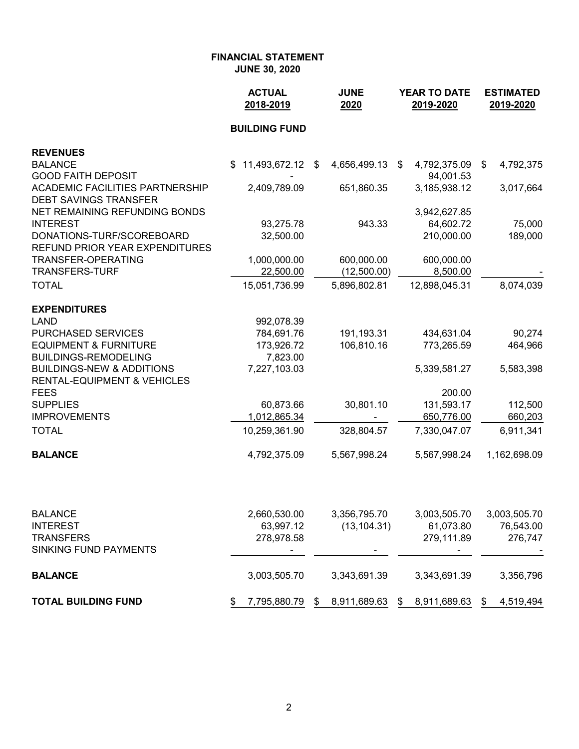**FINANCIAL STATEMENT**
**JUNE 30, 2020**

| | ACTUAL 2018-2019 | JUNE 2020 | YEAR TO DATE 2019-2020 | ESTIMATED 2019-2020 |
|---|---|---|---|---|
| | **BUILDING FUND** | | | |
| **REVENUES** | | | | |
| BALANCE | $ 11,493,672.12 | $ 4,656,499.13 | $ 4,792,375.09 | $ 4,792,375 |
| GOOD FAITH DEPOSIT | - | | 94,001.53 | |
| ACADEMIC FACILITIES PARTNERSHIP | 2,409,789.09 | 651,860.35 | 3,185,938.12 | 3,017,664 |
| DEBT SAVINGS TRANSFER | | | | |
| NET REMAINING REFUNDING BONDS | | | 3,942,627.85 | |
| INTEREST | 93,275.78 | 943.33 | 64,602.72 | 75,000 |
| DONATIONS-TURF/SCOREBOARD | 32,500.00 | | 210,000.00 | 189,000 |
| REFUND PRIOR YEAR EXPENDITURES | | | | |
| TRANSFER-OPERATING | 1,000,000.00 | 600,000.00 | 600,000.00 | |
| TRANSFERS-TURF | 22,500.00 | (12,500.00) | 8,500.00 | - |
| TOTAL | 15,051,736.99 | 5,896,802.81 | 12,898,045.31 | 8,074,039 |
| **EXPENDITURES** | | | | |
| LAND | 992,078.39 | | | |
| PURCHASED SERVICES | 784,691.76 | 191,193.31 | 434,631.04 | 90,274 |
| EQUIPMENT & FURNITURE | 173,926.72 | 106,810.16 | 773,265.59 | 464,966 |
| BUILDINGS-REMODELING | 7,823.00 | | | |
| BUILDINGS-NEW & ADDITIONS | 7,227,103.03 | | 5,339,581.27 | 5,583,398 |
| RENTAL-EQUIPMENT & VEHICLES | | | | |
| FEES | | | 200.00 | |
| SUPPLIES | 60,873.66 | 30,801.10 | 131,593.17 | 112,500 |
| IMPROVEMENTS | 1,012,865.34 | - | 650,776.00 | 660,203 |
| TOTAL | 10,259,361.90 | 328,804.57 | 7,330,047.07 | 6,911,341 |
| **BALANCE** | 4,792,375.09 | 5,567,998.24 | 5,567,998.24 | 1,162,698.09 |
| | | | | |
| BALANCE | 2,660,530.00 | 3,356,795.70 | 3,003,505.70 | 3,003,505.70 |
| INTEREST | 63,997.12 | (13,104.31) | 61,073.80 | 76,543.00 |
| TRANSFERS | 278,978.58 | | 279,111.89 | 276,747 |
| SINKING FUND PAYMENTS | - | - | - | - |
| **BALANCE** | 3,003,505.70 | 3,343,691.39 | 3,343,691.39 | 3,356,796 |
| **TOTAL BUILDING FUND** | $ 7,795,880.79 | $ 8,911,689.63 | $ 8,911,689.63 | $ 4,519,494 |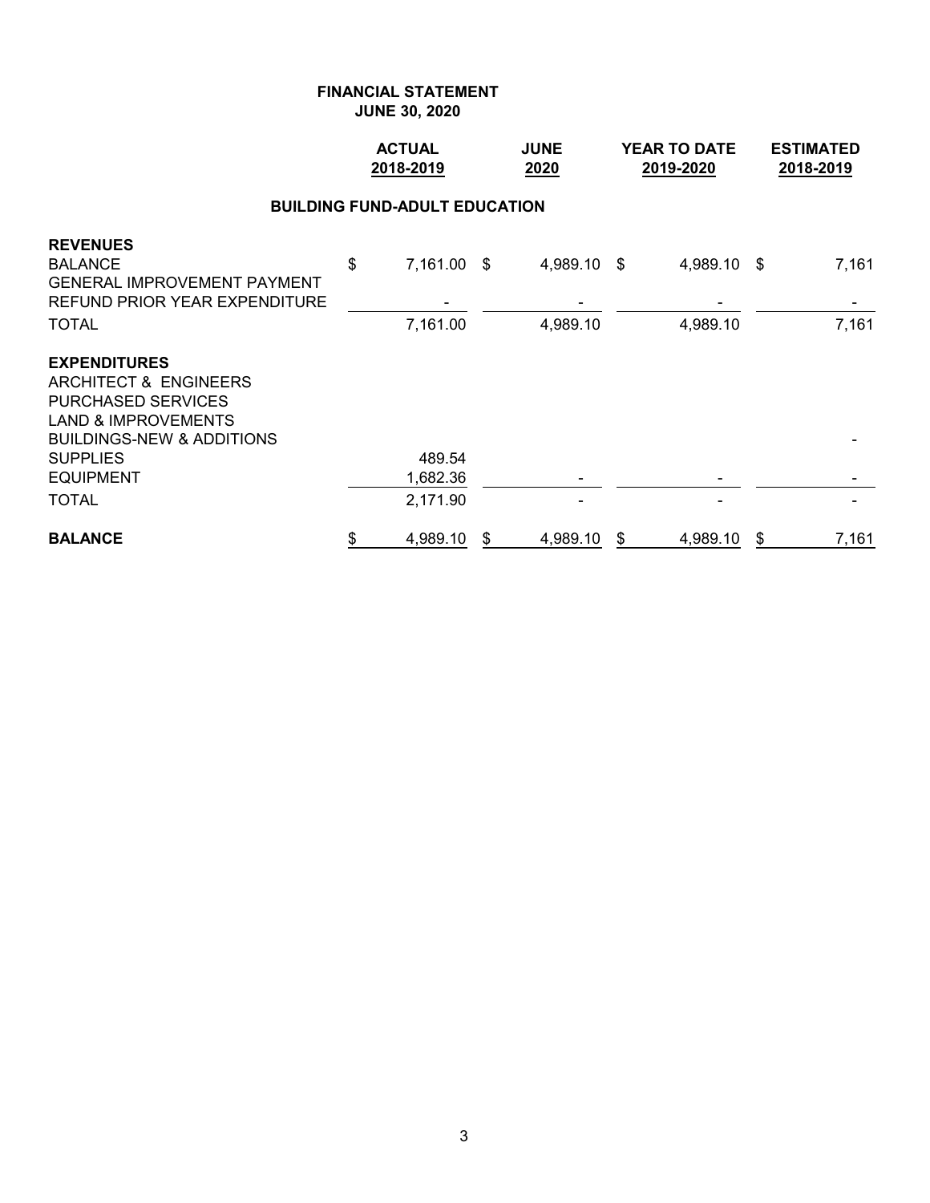# FINANCIAL STATEMENT
## JUNE 30, 2020

### BUILDING FUND-ADULT EDUCATION

| | ACTUAL 2018-2019 | JUNE 2020 | YEAR TO DATE 2019-2020 | ESTIMATED 2018-2019 |
|---|---|---|---|---|
| **REVENUES** | | | | |
| BALANCE | $ 7,161.00 | $ 4,989.10 | $ 4,989.10 | $ 7,161 |
| GENERAL IMPROVEMENT PAYMENT | | | | |
| REFUND PRIOR YEAR EXPENDITURE | - | - | - | - |
| TOTAL | 7,161.00 | 4,989.10 | 4,989.10 | 7,161 |
| **EXPENDITURES** | | | | |
| ARCHITECT & ENGINEERS | | | | |
| PURCHASED SERVICES | | | | |
| LAND & IMPROVEMENTS | | | | |
| BUILDINGS-NEW & ADDITIONS | | | | - |
| SUPPLIES | 489.54 | | | |
| EQUIPMENT | 1,682.36 | - | - | - |
| TOTAL | 2,171.90 | - | - | - |
| **BALANCE** | $ 4,989.10 | $ 4,989.10 | $ 4,989.10 | $ 7,161 |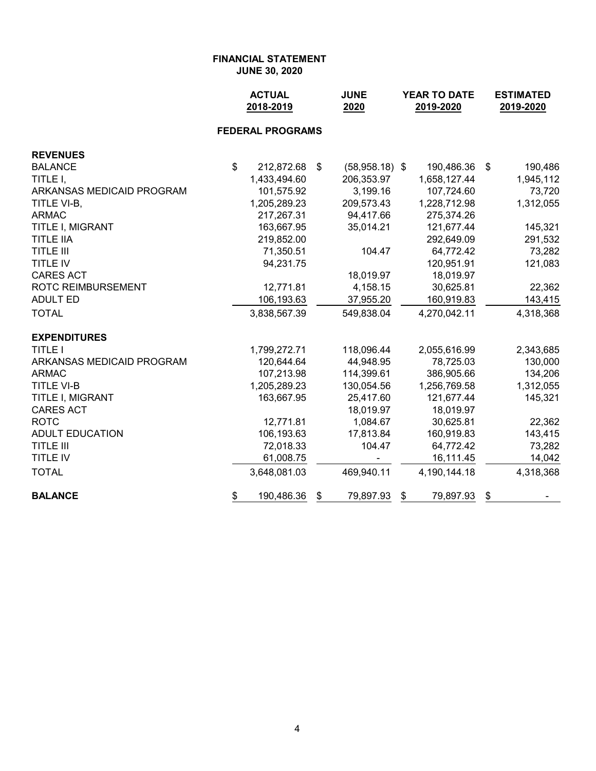# FINANCIAL STATEMENT
## JUNE 30, 2020

### FEDERAL PROGRAMS

| | ACTUAL 2018-2019 | JUNE 2020 | YEAR TO DATE 2019-2020 | ESTIMATED 2019-2020 |
|---|---|---|---|---|
| **REVENUES** | | | | |
| BALANCE | $ 212,872.68 | $ (58,958.18) | $ 190,486.36 | $ 190,486 |
| TITLE I, | 1,433,494.60 | 206,353.97 | 1,658,127.44 | 1,945,112 |
| ARKANSAS MEDICAID PROGRAM | 101,575.92 | 3,199.16 | 107,724.60 | 73,720 |
| TITLE VI-B, | 1,205,289.23 | 209,573.43 | 1,228,712.98 | 1,312,055 |
| ARMAC | 217,267.31 | 94,417.66 | 275,374.26 | |
| TITLE I, MIGRANT | 163,667.95 | 35,014.21 | 121,677.44 | 145,321 |
| TITLE IIA | 219,852.00 | | 292,649.09 | 291,532 |
| TITLE III | 71,350.51 | 104.47 | 64,772.42 | 73,282 |
| TITLE IV | 94,231.75 | | 120,951.91 | 121,083 |
| CARES ACT | | 18,019.97 | 18,019.97 | |
| ROTC REIMBURSEMENT | 12,771.81 | 4,158.15 | 30,625.81 | 22,362 |
| ADULT ED | 106,193.63 | 37,955.20 | 160,919.83 | 143,415 |
| TOTAL | 3,838,567.39 | 549,838.04 | 4,270,042.11 | 4,318,368 |
| **EXPENDITURES** | | | | |
| TITLE I | 1,799,272.71 | 118,096.44 | 2,055,616.99 | 2,343,685 |
| ARKANSAS MEDICAID PROGRAM | 120,644.64 | 44,948.95 | 78,725.03 | 130,000 |
| ARMAC | 107,213.98 | 114,399.61 | 386,905.66 | 134,206 |
| TITLE VI-B | 1,205,289.23 | 130,054.56 | 1,256,769.58 | 1,312,055 |
| TITLE I, MIGRANT | 163,667.95 | 25,417.60 | 121,677.44 | 145,321 |
| CARES ACT | | 18,019.97 | 18,019.97 | |
| ROTC | 12,771.81 | 1,084.67 | 30,625.81 | 22,362 |
| ADULT EDUCATION | 106,193.63 | 17,813.84 | 160,919.83 | 143,415 |
| TITLE III | 72,018.33 | 104.47 | 64,772.42 | 73,282 |
| TITLE IV | 61,008.75 | - | 16,111.45 | 14,042 |
| TOTAL | 3,648,081.03 | 469,940.11 | 4,190,144.18 | 4,318,368 |
| **BALANCE** | $ 190,486.36 | $ 79,897.93 | $ 79,897.93 | $ - |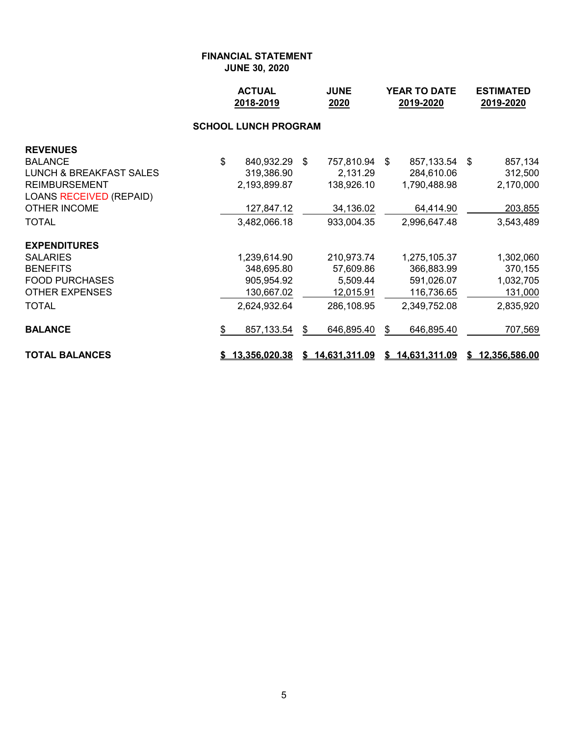**FINANCIAL STATEMENT**
**JUNE 30, 2020**

| | ACTUAL 2018-2019 | JUNE 2020 | YEAR TO DATE 2019-2020 | ESTIMATED 2019-2020 |
|---|---|---|---|---|
| **SCHOOL LUNCH PROGRAM** | | | | |
| **REVENUES** | | | | |
| BALANCE | $ 840,932.29 | $ 757,810.94 | $ 857,133.54 | $ 857,134 |
| LUNCH & BREAKFAST SALES | 319,386.90 | 2,131.29 | 284,610.06 | 312,500 |
| REIMBURSEMENT | 2,193,899.87 | 138,926.10 | 1,790,488.98 | 2,170,000 |
| LOANS RECEIVED (REPAID) | | | | |
| OTHER INCOME | 127,847.12 | 34,136.02 | 64,414.90 | 203,855 |
| TOTAL | 3,482,066.18 | 933,004.35 | 2,996,647.48 | 3,543,489 |
| **EXPENDITURES** | | | | |
| SALARIES | 1,239,614.90 | 210,973.74 | 1,275,105.37 | 1,302,060 |
| BENEFITS | 348,695.80 | 57,609.86 | 366,883.99 | 370,155 |
| FOOD PURCHASES | 905,954.92 | 5,509.44 | 591,026.07 | 1,032,705 |
| OTHER EXPENSES | 130,667.02 | 12,015.91 | 116,736.65 | 131,000 |
| TOTAL | 2,624,932.64 | 286,108.95 | 2,349,752.08 | 2,835,920 |
| **BALANCE** | $ 857,133.54 | $ 646,895.40 | $ 646,895.40 | 707,569 |
| **TOTAL BALANCES** | **$ 13,356,020.38** | **$ 14,631,311.09** | **$ 14,631,311.09** | **$ 12,356,586.00** |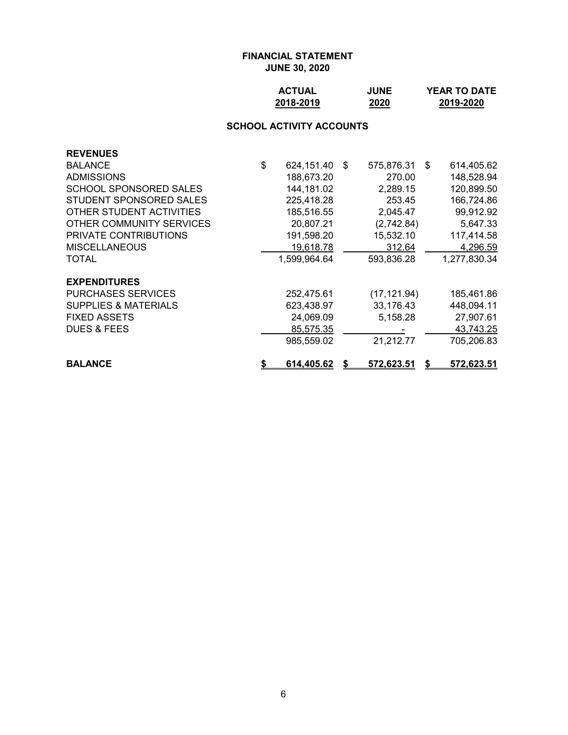**FINANCIAL STATEMENT**
**JUNE 30, 2020**

**SCHOOL ACTIVITY ACCOUNTS**

| | ACTUAL 2018-2019 | JUNE 2020 | YEAR TO DATE 2019-2020 |
|---|---|---|---|
| **REVENUES** | | | |
| BALANCE | $ 624,151.40 | $ 575,876.31 | $ 614,405.62 |
| ADMISSIONS | 188,673.20 | 270.00 | 148,528.94 |
| SCHOOL SPONSORED SALES | 144,181.02 | 2,289.15 | 120,899.50 |
| STUDENT SPONSORED SALES | 225,418.28 | 253.45 | 166,724.86 |
| OTHER STUDENT ACTIVITIES | 185,516.55 | 2,045.47 | 99,912.92 |
| OTHER COMMUNITY SERVICES | 20,807.21 | (2,742.84) | 5,647.33 |
| PRIVATE CONTRIBUTIONS | 191,598.20 | 15,532.10 | 117,414.58 |
| MISCELLANEOUS | 19,618.78 | 312.64 | 4,296.59 |
| TOTAL | 1,599,964.64 | 593,836.28 | 1,277,830.34 |
| **EXPENDITURES** | | | |
| PURCHASES SERVICES | 252,475.61 | (17,121.94) | 185,461.86 |
| SUPPLIES & MATERIALS | 623,438.97 | 33,176.43 | 448,094.11 |
| FIXED ASSETS | 24,069.09 | 5,158.28 | 27,907.61 |
| DUES & FEES | 85,575.35 | - | 43,743.25 |
| | 985,559.02 | 21,212.77 | 705,206.83 |
| **BALANCE** | **$ 614,405.62** | **$ 572,623.51** | **$ 572,623.51** |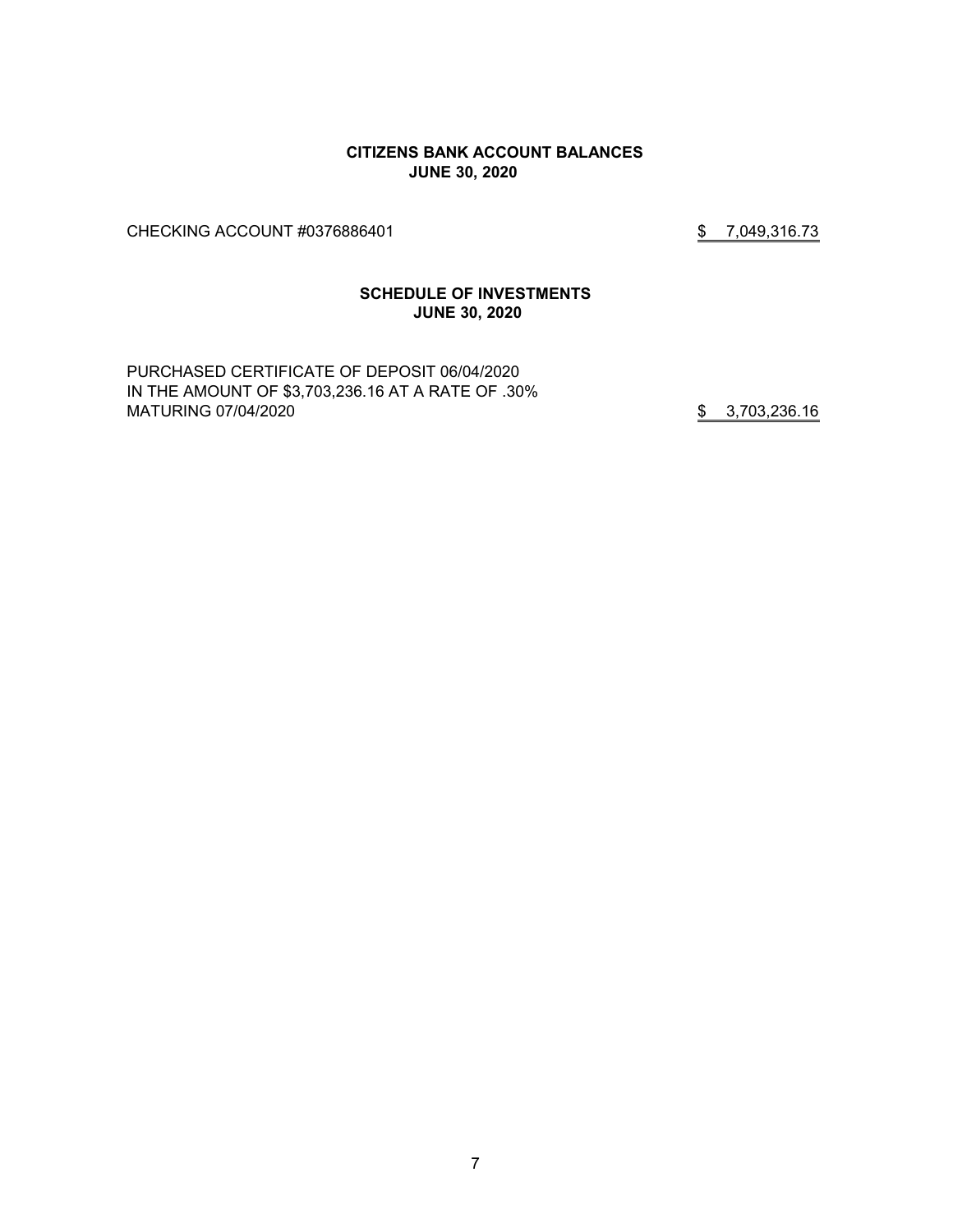**CITIZENS BANK ACCOUNT BALANCES**
**JUNE 30, 2020**

| | |
|---|---|
| CHECKING ACCOUNT #0376886401 | $ 7,049,316.73 |

**SCHEDULE OF INVESTMENTS**
**JUNE 30, 2020**

| | |
|---|---|
| PURCHASED CERTIFICATE OF DEPOSIT 06/04/2020<br>IN THE AMOUNT OF $3,703,236.16 AT A RATE OF .30%<br>MATURING 07/04/2020 | $ 3,703,236.16 |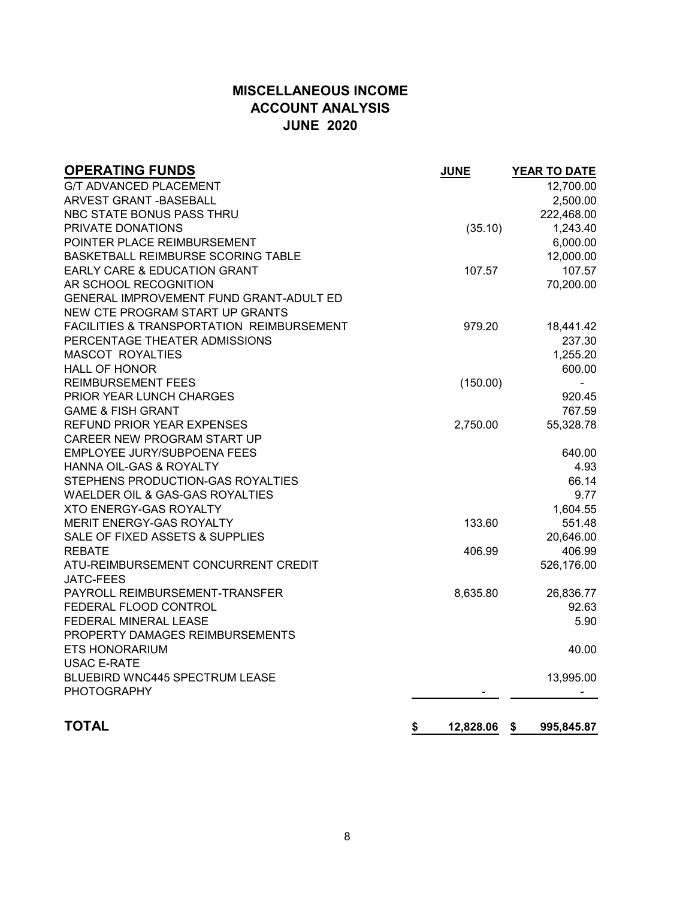# MISCELLANEOUS INCOME
## ACCOUNT ANALYSIS
## JUNE 2020

| OPERATING FUNDS | JUNE | YEAR TO DATE |
|---|---|---|
| G/T ADVANCED PLACEMENT | | 12,700.00 |
| ARVEST GRANT -BASEBALL | | 2,500.00 |
| NBC STATE BONUS PASS THRU | | 222,468.00 |
| PRIVATE DONATIONS | (35.10) | 1,243.40 |
| POINTER PLACE REIMBURSEMENT | | 6,000.00 |
| BASKETBALL REIMBURSE SCORING TABLE | | 12,000.00 |
| EARLY CARE & EDUCATION GRANT | 107.57 | 107.57 |
| AR SCHOOL RECOGNITION | | 70,200.00 |
| GENERAL IMPROVEMENT FUND GRANT-ADULT ED | | |
| NEW CTE PROGRAM START UP GRANTS | | |
| FACILITIES & TRANSPORTATION REIMBURSEMENT | 979.20 | 18,441.42 |
| PERCENTAGE THEATER ADMISSIONS | | 237.30 |
| MASCOT ROYALTIES | | 1,255.20 |
| HALL OF HONOR | | 600.00 |
| REIMBURSEMENT FEES | (150.00) | - |
| PRIOR YEAR LUNCH CHARGES | | 920.45 |
| GAME & FISH GRANT | | 767.59 |
| REFUND PRIOR YEAR EXPENSES | 2,750.00 | 55,328.78 |
| CAREER NEW PROGRAM START UP | | |
| EMPLOYEE JURY/SUBPOENA FEES | | 640.00 |
| HANNA OIL-GAS & ROYALTY | | 4.93 |
| STEPHENS PRODUCTION-GAS ROYALTIES | | 66.14 |
| WAELDER OIL & GAS-GAS ROYALTIES | | 9.77 |
| XTO ENERGY-GAS ROYALTY | | 1,604.55 |
| MERIT ENERGY-GAS ROYALTY | 133.60 | 551.48 |
| SALE OF FIXED ASSETS & SUPPLIES | | 20,646.00 |
| REBATE | 406.99 | 406.99 |
| ATU-REIMBURSEMENT CONCURRENT CREDIT | | 526,176.00 |
| JATC-FEES | | |
| PAYROLL REIMBURSEMENT-TRANSFER | 8,635.80 | 26,836.77 |
| FEDERAL FLOOD CONTROL | | 92.63 |
| FEDERAL MINERAL LEASE | | 5.90 |
| PROPERTY DAMAGES REIMBURSEMENTS | | |
| ETS HONORARIUM | | 40.00 |
| USAC E-RATE | | |
| BLUEBIRD WNC445 SPECTRUM LEASE | | 13,995.00 |
| PHOTOGRAPHY | - | - |
| **TOTAL** | **$ 12,828.06** | **$ 995,845.87** |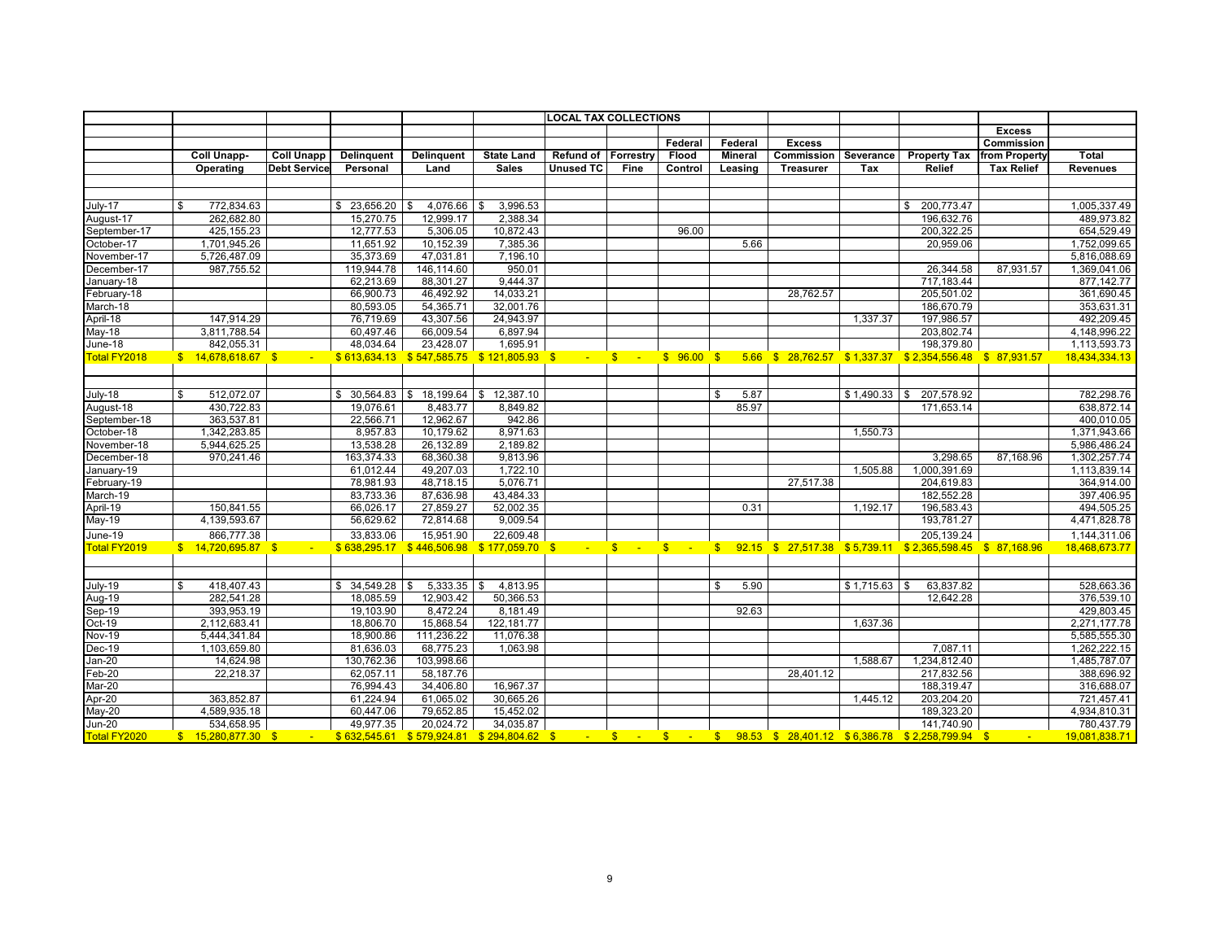| | | | | | | LOCAL TAX COLLECTIONS | | | | | | | | |
|---|---|---|---|---|---|---|---|---|---|---|---|---|---|---|
| | | | | | | | | | | | | | Excess | |
| | | | | | | | | Federal | Federal | Excess | | | Commission | |
| | Coll Unapp- | Coll Unapp | Delinquent | Delinquent | State Land | Refund of | Forrestry | Flood | Mineral | Commission | Severance | Property Tax | from Property | Total |
| | Operating | Debt Service | Personal | Land | Sales | Unused TC | Fine | Control | Leasing | Treasurer | Tax | Relief | Tax Relief | Revenues |
| July-17 | $ 772,834.63 | | $ 23,656.20 | $ 4,076.66 | $ 3,996.53 | | | | | | | $ 200,773.47 | | 1,005,337.49 |
| August-17 | 262,682.80 | | 15,270.75 | 12,999.17 | 2,388.34 | | | | | | | 196,632.76 | | 489,973.82 |
| September-17 | 425,155.23 | | 12,777.53 | 5,306.05 | 10,872.43 | | | 96.00 | | | | 200,322.25 | | 654,529.49 |
| October-17 | 1,701,945.26 | | 11,651.92 | 10,152.39 | 7,385.36 | | | | 5.66 | | | 20,959.06 | | 1,752,099.65 |
| November-17 | 5,726,487.09 | | 35,373.69 | 47,031.81 | 7,196.10 | | | | | | | | | 5,816,088.69 |
| December-17 | 987,755.52 | | 119,944.78 | 146,114.60 | 950.01 | | | | | | | 26,344.58 | 87,931.57 | 1,369,041.06 |
| January-18 | | | 62,213.69 | 88,301.27 | 9,444.37 | | | | | | | 717,183.44 | | 877,142.77 |
| February-18 | | | 66,900.73 | 46,492.92 | 14,033.21 | | | | | 28,762.57 | | 205,501.02 | | 361,690.45 |
| March-18 | | | 80,593.05 | 54,365.71 | 32,001.76 | | | | | | | 186,670.79 | | 353,631.31 |
| April-18 | 147,914.29 | | 76,719.69 | 43,307.56 | 24,943.97 | | | | | | 1,337.37 | 197,986.57 | | 492,209.45 |
| May-18 | 3,811,788.54 | | 60,497.46 | 66,009.54 | 6,897.94 | | | | | | | 203,802.74 | | 4,148,996.22 |
| June-18 | 842,055.31 | | 48,034.64 | 23,428.07 | 1,695.91 | | | | | | | 198,379.80 | | 1,113,593.73 |
| Total FY2018 | $ 14,678,618.67 | $ - | $ 613,634.13 | $ 547,585.75 | $ 121,805.93 | $ - | $ - | $ 96.00 | $ 5.66 | $ 28,762.57 | $ 1,337.37 | $ 2,354,556.48 | $ 87,931.57 | 18,434,334.13 |
| July-18 | $ 512,072.07 | | $ 30,564.83 | $ 18,199.64 | $ 12,387.10 | | | | $ 5.87 | | $ 1,490.33 | $ 207,578.92 | | 782,298.76 |
| August-18 | 430,722.83 | | 19,076.61 | 8,483.77 | 8,849.82 | | | | 85.97 | | | 171,653.14 | | 638,872.14 |
| September-18 | 363,537.81 | | 22,566.71 | 12,962.67 | 942.86 | | | | | | | | | 400,010.05 |
| October-18 | 1,342,283.85 | | 8,957.83 | 10,179.62 | 8,971.63 | | | | | | 1,550.73 | | | 1,371,943.66 |
| November-18 | 5,944,625.25 | | 13,538.28 | 26,132.89 | 2,189.82 | | | | | | | | | 5,986,486.24 |
| December-18 | 970,241.46 | | 163,374.33 | 68,360.38 | 9,813.96 | | | | | | | 3,298.65 | 87,168.96 | 1,302,257.74 |
| January-19 | | | 61,012.44 | 49,207.03 | 1,722.10 | | | | | | 1,505.88 | 1,000,391.69 | | 1,113,839.14 |
| February-19 | | | 78,981.93 | 48,718.15 | 5,076.71 | | | | | 27,517.38 | | 204,619.83 | | 364,914.00 |
| March-19 | | | 83,733.36 | 87,636.98 | 43,484.33 | | | | | | | 182,552.28 | | 397,406.95 |
| April-19 | 150,841.55 | | 66,026.17 | 27,859.27 | 52,002.35 | | | | 0.31 | | 1,192.17 | 196,583.43 | | 494,505.25 |
| May-19 | 4,139,593.67 | | 56,629.62 | 72,814.68 | 9,009.54 | | | | | | | 193,781.27 | | 4,471,828.78 |
| June-19 | 866,777.38 | | 33,833.06 | 15,951.90 | 22,609.48 | | | | | | | 205,139.24 | | 1,144,311.06 |
| Total FY2019 | $ 14,720,695.87 | $ - | $ 638,295.17 | $ 446,506.98 | $ 177,059.70 | $ - | $ - | $ - | $ 92.15 | $ 27,517.38 | $ 5,739.11 | $ 2,365,598.45 | $ 87,168.96 | 18,468,673.77 |
| July-19 | $ 418,407.43 | | $ 34,549.28 | $ 5,333.35 | $ 4,813.95 | | | | $ 5.90 | | $ 1,715.63 | $ 63,837.82 | | 528,663.36 |
| Aug-19 | 282,541.28 | | 18,085.59 | 12,903.42 | 50,366.53 | | | | | | | 12,642.28 | | 376,539.10 |
| Sep-19 | 393,953.19 | | 19,103.90 | 8,472.24 | 8,181.49 | | | | 92.63 | | | | | 429,803.45 |
| Oct-19 | 2,112,683.41 | | 18,806.70 | 15,868.54 | 122,181.77 | | | | | | 1,637.36 | | | 2,271,177.78 |
| Nov-19 | 5,444,341.84 | | 18,900.86 | 111,236.22 | 11,076.38 | | | | | | | | | 5,585,555.30 |
| Dec-19 | 1,103,659.80 | | 81,636.03 | 68,775.23 | 1,063.98 | | | | | | | 7,087.11 | | 1,262,222.15 |
| Jan-20 | 14,624.98 | | 130,762.36 | 103,998.66 | | | | | | | 1,588.67 | 1,234,812.40 | | 1,485,787.07 |
| Feb-20 | 22,218.37 | | 62,057.11 | 58,187.76 | | | | | | 28,401.12 | | 217,832.56 | | 388,696.92 |
| Mar-20 | | | 76,994.43 | 34,406.80 | 16,967.37 | | | | | | | 188,319.47 | | 316,688.07 |
| Apr-20 | 363,852.87 | | 61,224.94 | 61,065.02 | 30,665.26 | | | | | | 1,445.12 | 203,204.20 | | 721,457.41 |
| May-20 | 4,589,935.18 | | 60,447.06 | 79,652.85 | 15,452.02 | | | | | | | 189,323.20 | | 4,934,810.31 |
| Jun-20 | 534,658.95 | | 49,977.35 | 20,024.72 | 34,035.87 | | | | | | | 141,740.90 | | 780,437.79 |
| Total FY2020 | $ 15,280,877.30 | $ - | $ 632,545.61 | $ 579,924.81 | $ 294,804.62 | $ - | $ - | $ - | $ 98.53 | $ 28,401.12 | $ 6,386.78 | $ 2,258,799.94 | $ - | 19,081,838.71 |